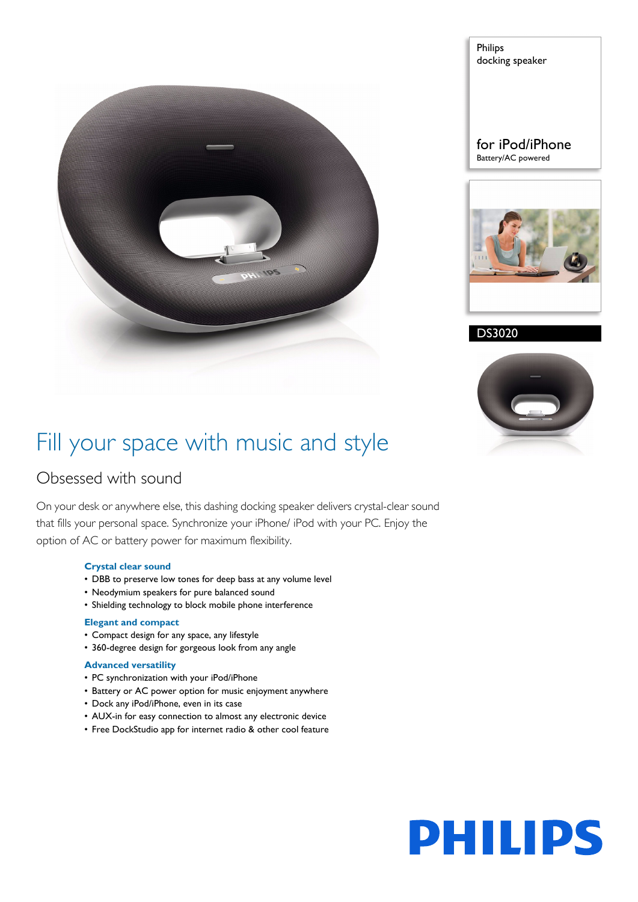Philips
docking speaker

for iPod/iPhone
Battery/AC powered

DS3020

# Fill your space with music and style

## Obsessed with sound

On your desk or anywhere else, this dashing docking speaker delivers crystal-clear sound that fills your personal space. Synchronize your iPhone/ iPod with your PC. Enjoy the option of AC or battery power for maximum flexibility.

### Crystal clear sound

- DBB to preserve low tones for deep bass at any volume level
- Neodymium speakers for pure balanced sound
- Shielding technology to block mobile phone interference

### Elegant and compact

- Compact design for any space, any lifestyle
- 360-degree design for gorgeous look from any angle

### Advanced versatility

- PC synchronization with your iPod/iPhone
- Battery or AC power option for music enjoyment anywhere
- Dock any iPod/iPhone, even in its case
- AUX-in for easy connection to almost any electronic device
- Free DockStudio app for internet radio & other cool feature

PHILIPS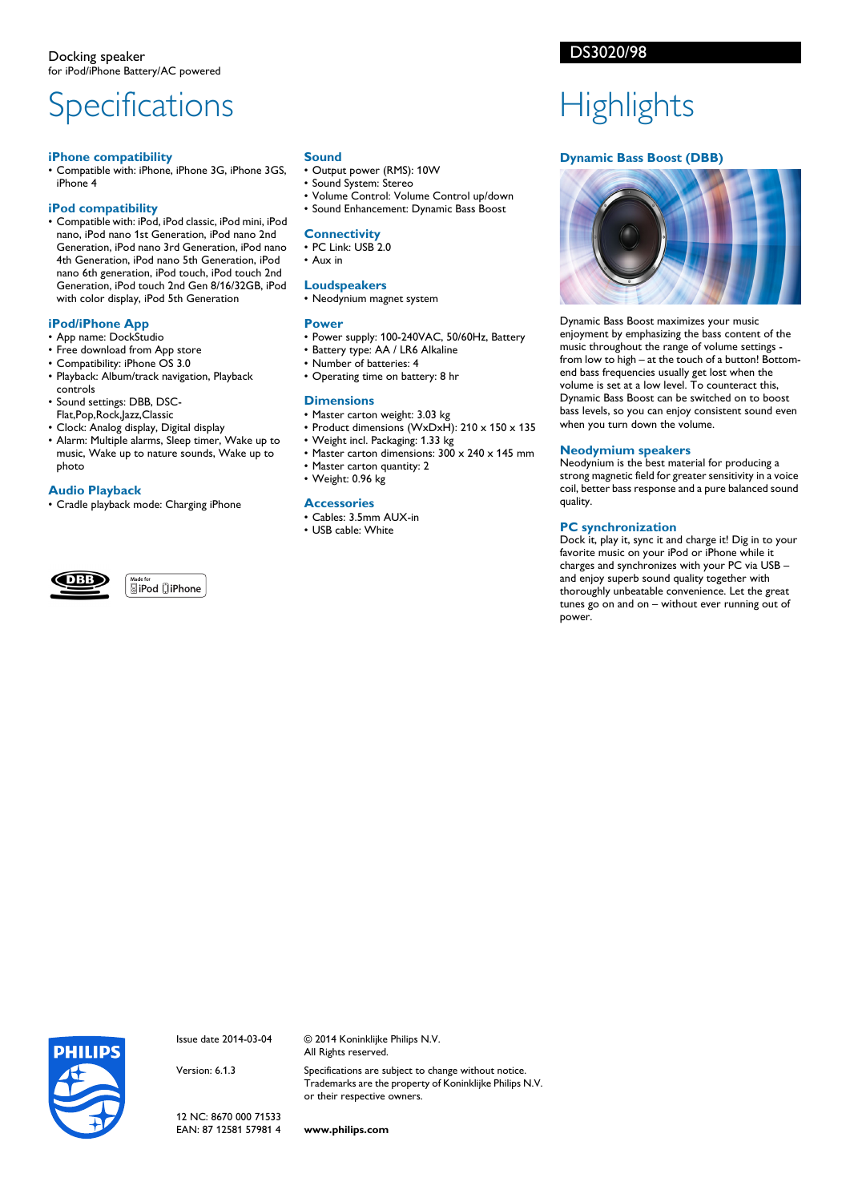Docking speaker
for iPod/iPhone Battery/AC powered

DS3020/98

# Specifications

## iPhone compatibility
- Compatible with: iPhone, iPhone 3G, iPhone 3GS, iPhone 4

## iPod compatibility
- Compatible with: iPod, iPod classic, iPod mini, iPod nano, iPod nano 1st Generation, iPod nano 2nd Generation, iPod nano 3rd Generation, iPod nano 4th Generation, iPod nano 5th Generation, iPod nano 6th generation, iPod touch, iPod touch 2nd Generation, iPod touch 2nd Gen 8/16/32GB, iPod with color display, iPod 5th Generation

## iPod/iPhone App
- App name: DockStudio
- Free download from App store
- Compatibility: iPhone OS 3.0
- Playback: Album/track navigation, Playback controls
- Sound settings: DBB, DSC-Flat,Pop,Rock,Jazz,Classic
- Clock: Analog display, Digital display
- Alarm: Multiple alarms, Sleep timer, Wake up to music, Wake up to nature sounds, Wake up to photo

## Audio Playback
- Cradle playback mode: Charging iPhone

## Sound
- Output power (RMS): 10W
- Sound System: Stereo
- Volume Control: Volume Control up/down
- Sound Enhancement: Dynamic Bass Boost

## Connectivity
- PC Link: USB 2.0
- Aux in

## Loudspeakers
- Neodymium magnet system

## Power
- Power supply: 100-240VAC, 50/60Hz, Battery
- Battery type: AA / LR6 Alkaline
- Number of batteries: 4
- Operating time on battery: 8 hr

## Dimensions
- Master carton weight: 3.03 kg
- Product dimensions (WxDxH): 210 x 150 x 135
- Weight incl. Packaging: 1.33 kg
- Master carton dimensions: 300 x 240 x 145 mm
- Master carton quantity: 2
- Weight: 0.96 kg

## Accessories
- Cables: 3.5mm AUX-in
- USB cable: White

DBB

Made for iPod iPhone

# Highlights

## Dynamic Bass Boost (DBB)

Dynamic Bass Boost maximizes your music enjoyment by emphasizing the bass content of the music throughout the range of volume settings - from low to high – at the touch of a button! Bottom-end bass frequencies usually get lost when the volume is set at a low level. To counteract this, Dynamic Bass Boost can be switched on to boost bass levels, so you can enjoy consistent sound even when you turn down the volume.

## Neodymium speakers

Neodymium is the best material for producing a strong magnetic field for greater sensitivity in a voice coil, better bass response and a pure balanced sound quality.

## PC synchronization

Dock it, play it, sync it and charge it! Dig in to your favorite music on your iPod or iPhone while it charges and synchronizes with your PC via USB – and enjoy superb sound quality together with thoroughly unbeatable convenience. Let the great tunes go on and on – without ever running out of power.

PHILIPS

Issue date 2014-03-04

Version: 6.1.3

12 NC: 8670 000 71533
EAN: 87 12581 57981 4

© 2014 Koninklijke Philips N.V.
All Rights reserved.

Specifications are subject to change without notice. Trademarks are the property of Koninklijke Philips N.V. or their respective owners.

www.philips.com